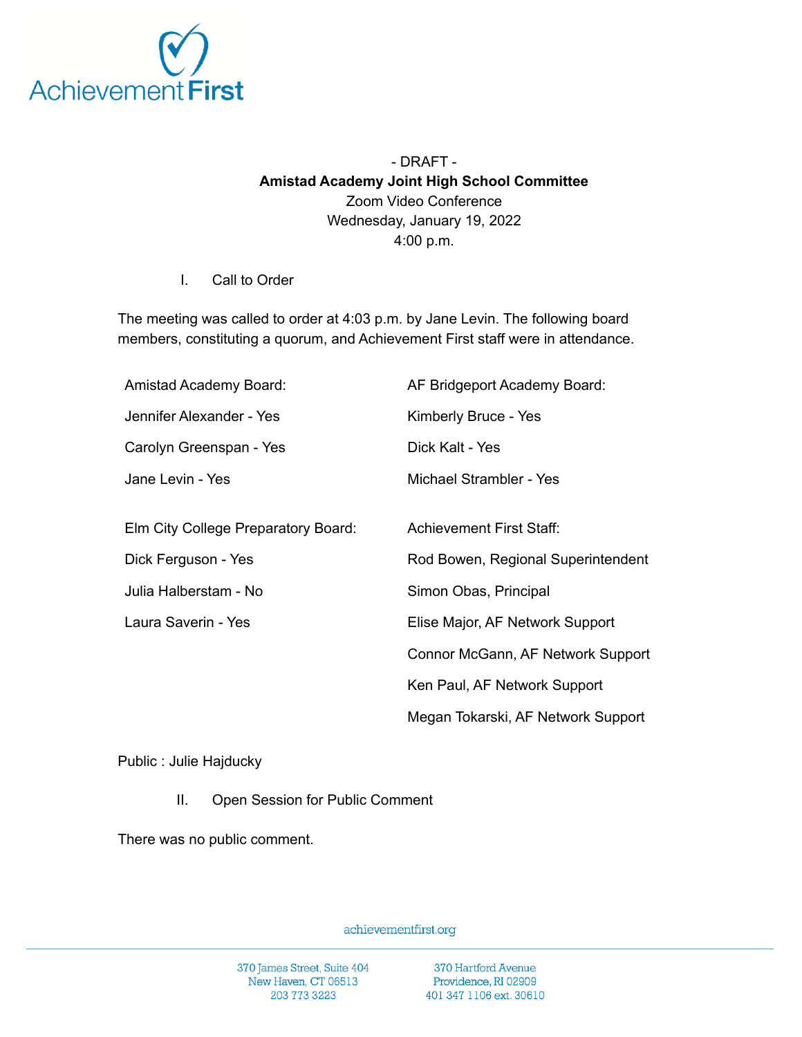- DRAFT -

**Amistad Academy Joint High School Committee**

Zoom Video Conference

Wednesday, January 19, 2022

4:00 p.m.

I. Call to Order

The meeting was called to order at 4:03 p.m. by Jane Levin. The following board members, constituting a quorum, and Achievement First staff were in attendance.

Amistad Academy Board:

Jennifer Alexander - Yes

Carolyn Greenspan - Yes

Jane Levin - Yes

AF Bridgeport Academy Board:

Kimberly Bruce - Yes

Dick Kalt - Yes

Michael Strambler - Yes

Elm City College Preparatory Board:

Dick Ferguson - Yes

Julia Halberstam - No

Laura Saverin - Yes

Achievement First Staff:

Rod Bowen, Regional Superintendent

Simon Obas, Principal

Elise Major, AF Network Support

Connor McGann, AF Network Support

Ken Paul, AF Network Support

Megan Tokarski, AF Network Support

Public : Julie Hajducky

II. Open Session for Public Comment

There was no public comment.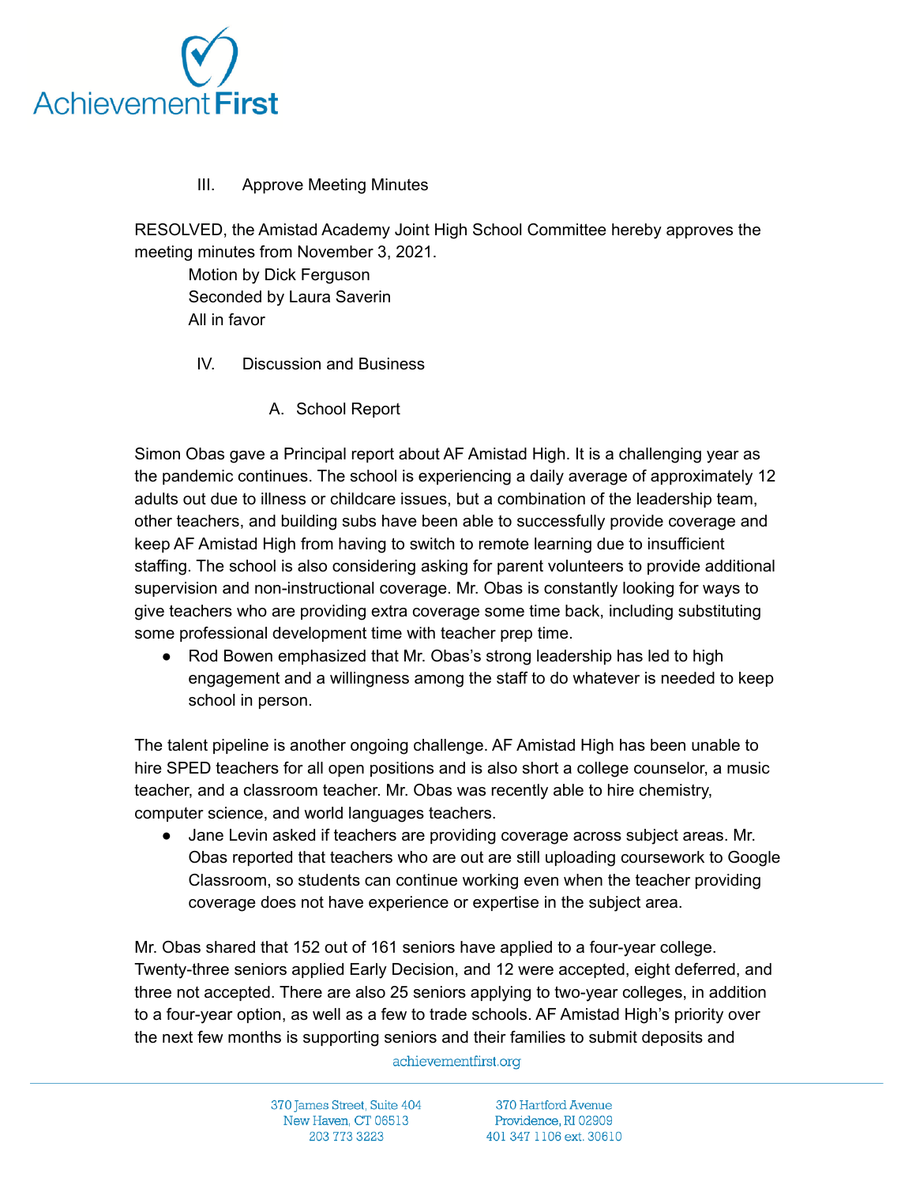III. Approve Meeting Minutes

RESOLVED, the Amistad Academy Joint High School Committee hereby approves the meeting minutes from November 3, 2021.

Motion by Dick Ferguson
Seconded by Laura Saverin
All in favor

IV. Discussion and Business

A. School Report

Simon Obas gave a Principal report about AF Amistad High. It is a challenging year as the pandemic continues. The school is experiencing a daily average of approximately 12 adults out due to illness or childcare issues, but a combination of the leadership team, other teachers, and building subs have been able to successfully provide coverage and keep AF Amistad High from having to switch to remote learning due to insufficient staffing. The school is also considering asking for parent volunteers to provide additional supervision and non-instructional coverage. Mr. Obas is constantly looking for ways to give teachers who are providing extra coverage some time back, including substituting some professional development time with teacher prep time.

- Rod Bowen emphasized that Mr. Obas's strong leadership has led to high engagement and a willingness among the staff to do whatever is needed to keep school in person.

The talent pipeline is another ongoing challenge. AF Amistad High has been unable to hire SPED teachers for all open positions and is also short a college counselor, a music teacher, and a classroom teacher. Mr. Obas was recently able to hire chemistry, computer science, and world languages teachers.

- Jane Levin asked if teachers are providing coverage across subject areas. Mr. Obas reported that teachers who are out are still uploading coursework to Google Classroom, so students can continue working even when the teacher providing coverage does not have experience or expertise in the subject area.

Mr. Obas shared that 152 out of 161 seniors have applied to a four-year college. Twenty-three seniors applied Early Decision, and 12 were accepted, eight deferred, and three not accepted. There are also 25 seniors applying to two-year colleges, in addition to a four-year option, as well as a few to trade schools. AF Amistad High's priority over the next few months is supporting seniors and their families to submit deposits and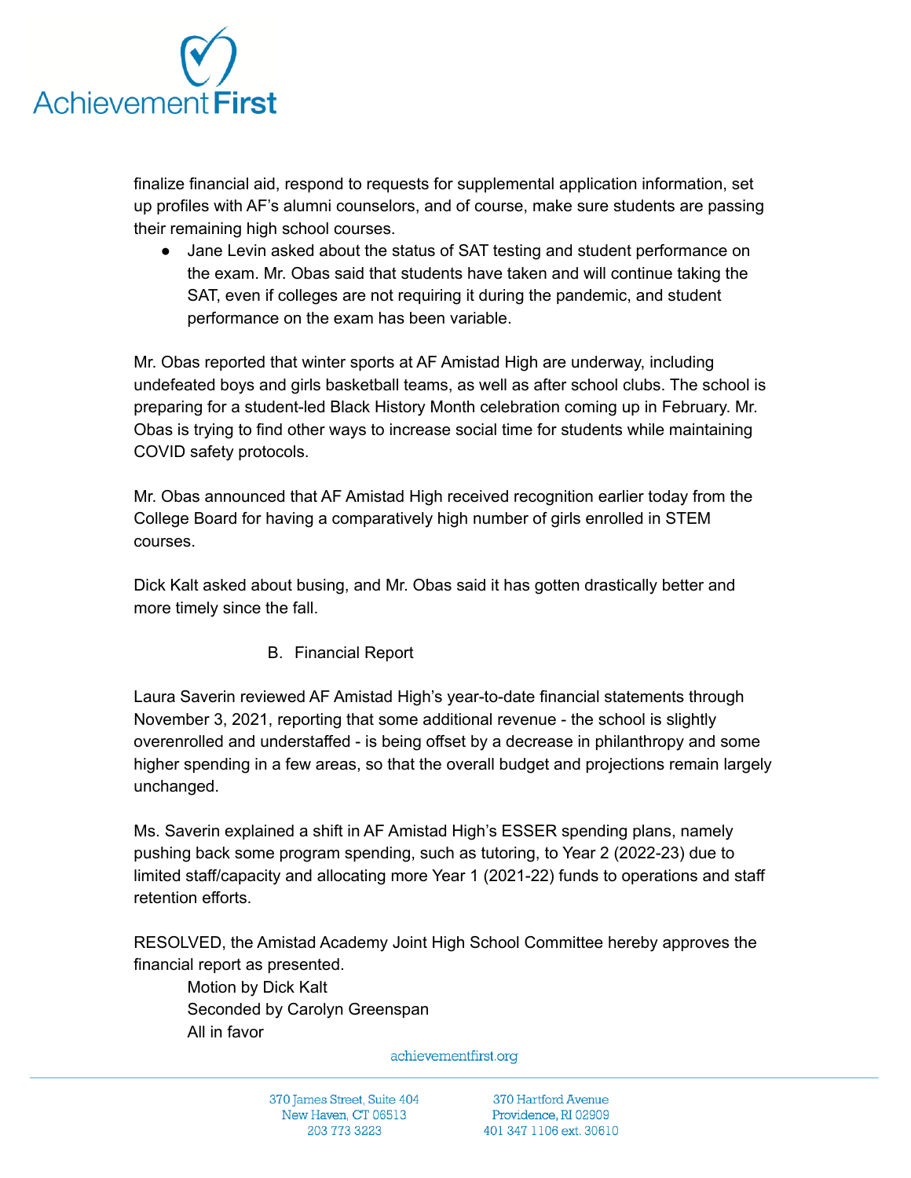finalize financial aid, respond to requests for supplemental application information, set up profiles with AF's alumni counselors, and of course, make sure students are passing their remaining high school courses.

- Jane Levin asked about the status of SAT testing and student performance on the exam. Mr. Obas said that students have taken and will continue taking the SAT, even if colleges are not requiring it during the pandemic, and student performance on the exam has been variable.

Mr. Obas reported that winter sports at AF Amistad High are underway, including undefeated boys and girls basketball teams, as well as after school clubs. The school is preparing for a student-led Black History Month celebration coming up in February. Mr. Obas is trying to find other ways to increase social time for students while maintaining COVID safety protocols.

Mr. Obas announced that AF Amistad High received recognition earlier today from the College Board for having a comparatively high number of girls enrolled in STEM courses.

Dick Kalt asked about busing, and Mr. Obas said it has gotten drastically better and more timely since the fall.

B. Financial Report

Laura Saverin reviewed AF Amistad High's year-to-date financial statements through November 3, 2021, reporting that some additional revenue - the school is slightly overenrolled and understaffed - is being offset by a decrease in philanthropy and some higher spending in a few areas, so that the overall budget and projections remain largely unchanged.

Ms. Saverin explained a shift in AF Amistad High's ESSER spending plans, namely pushing back some program spending, such as tutoring, to Year 2 (2022-23) due to limited staff/capacity and allocating more Year 1 (2021-22) funds to operations and staff retention efforts.

RESOLVED, the Amistad Academy Joint High School Committee hereby approves the financial report as presented.

Motion by Dick Kalt
Seconded by Carolyn Greenspan
All in favor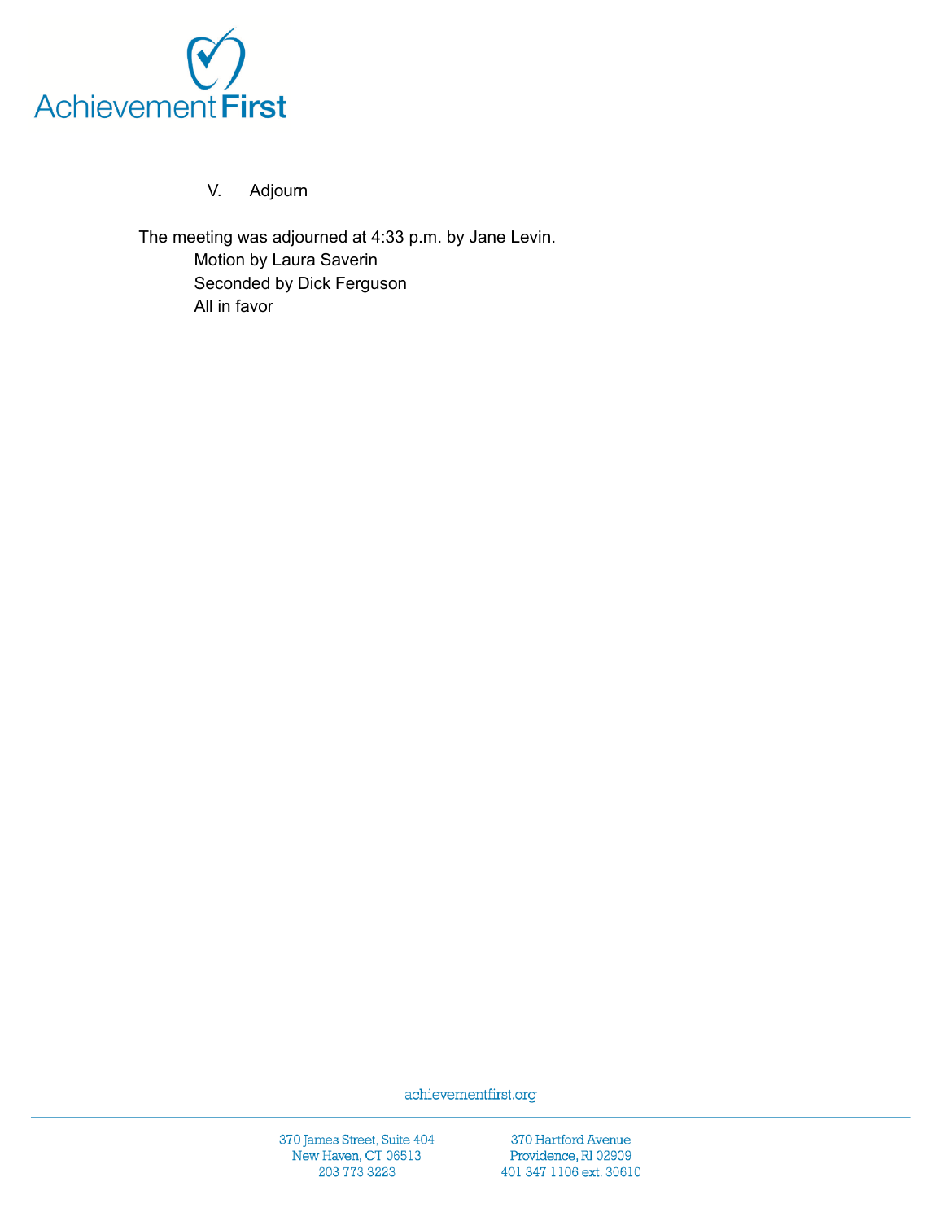V. Adjourn

The meeting was adjourned at 4:33 p.m. by Jane Levin.

Motion by Laura Saverin
Seconded by Dick Ferguson
All in favor